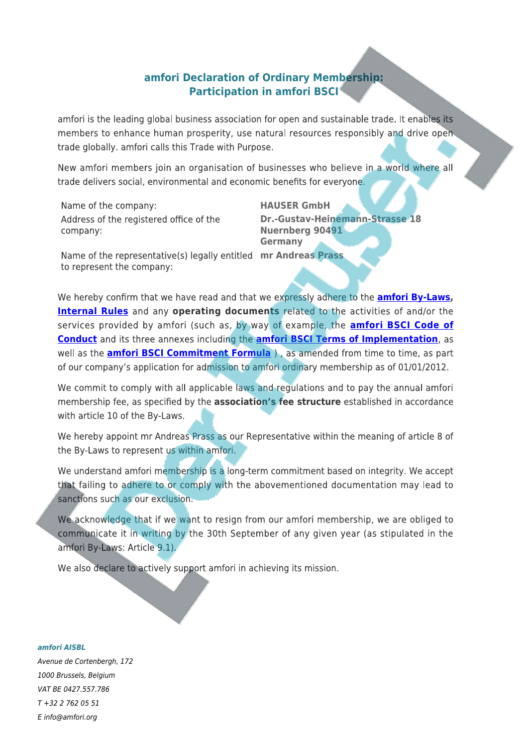## amfori Declaration of Ordinary Membership: Participation in amfori BSCI

amfori is the leading global business association for open and sustainable trade. It enables its members to enhance human prosperity, use natural resources responsibly and drive open trade globally. amfori calls this Trade with Purpose.

New amfori members join an organisation of businesses who believe in a world where all trade delivers social, environmental and economic benefits for everyone.

| | |
|---|---|
| Name of the company: | **HAUSER GmbH** |
| Address of the registered office of the company: | **Dr.-Gustav-Heinemann-Strasse 18**<br>**Nuernberg 90491**<br>**Germany** |
| Name of the representative(s) legally entitled to represent the company: | **mr Andreas Prass** |

We hereby confirm that we have read and that we expressly adhere to the **amfori By-Laws**, **Internal Rules** and any **operating documents** related to the activities of and/or the services provided by amfori (such as, by way of example, the **amfori BSCI Code of Conduct** and its three annexes including the **amfori BSCI Terms of Implementation**, as well as the **amfori BSCI Commitment Formula** ) , as amended from time to time, as part of our company's application for admission to amfori ordinary membership as of 01/01/2012.

We commit to comply with all applicable laws and regulations and to pay the annual amfori membership fee, as specified by the **association's fee structure** established in accordance with article 10 of the By-Laws.

We hereby appoint mr Andreas Prass as our Representative within the meaning of article 8 of the By-Laws to represent us within amfori.

We understand amfori membership is a long-term commitment based on integrity. We accept that failing to adhere to or comply with the abovementioned documentation may lead to sanctions such as our exclusion.

We acknowledge that if we want to resign from our amfori membership, we are obliged to communicate it in writing by the 30th September of any given year (as stipulated in the amfori By-Laws: Article 9.1).

We also declare to actively support amfori in achieving its mission.

***amfori AISBL***
*Avenue de Cortenbergh, 172*
*1000 Brussels, Belgium*
*VAT BE 0427.557.786*
*T +32 2 762 05 51*
*E info@amfori.org*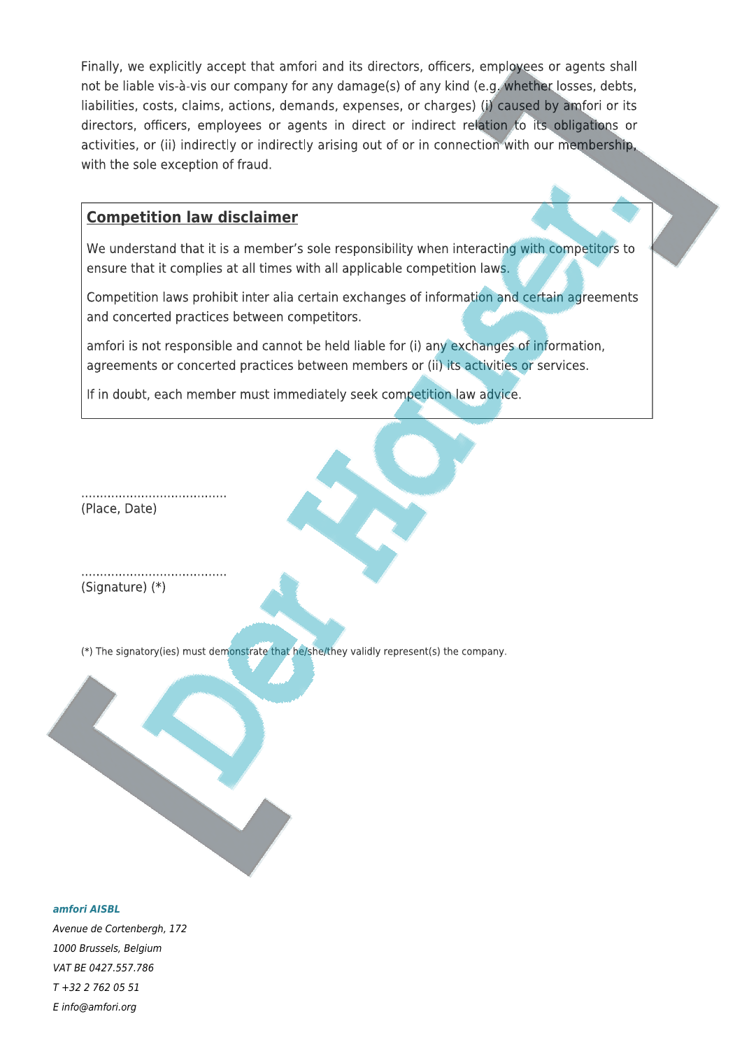Finally, we explicitly accept that amfori and its directors, officers, employees or agents shall not be liable vis-à-vis our company for any damage(s) of any kind (e.g. whether losses, debts, liabilities, costs, claims, actions, demands, expenses, or charges) (i) caused by amfori or its directors, officers, employees or agents in direct or indirect relation to its obligations or activities, or (ii) indirectly or indirectly arising out of or in connection with our membership, with the sole exception of fraud.

**Competition law disclaimer**

We understand that it is a member's sole responsibility when interacting with competitors to ensure that it complies at all times with all applicable competition laws.

Competition laws prohibit inter alia certain exchanges of information and certain agreements and concerted practices between competitors.

amfori is not responsible and cannot be held liable for (i) any exchanges of information, agreements or concerted practices between members or (ii) its activities or services.

If in doubt, each member must immediately seek competition law advice.

......................................
(Place, Date)

......................................
(Signature) (*)

(*) The signatory(ies) must demonstrate that he/she/they validly represent(s) the company.

***amfori AISBL***
*Avenue de Cortenbergh, 172*
*1000 Brussels, Belgium*
*VAT BE 0427.557.786*
*T +32 2 762 05 51*
*E info@amfori.org*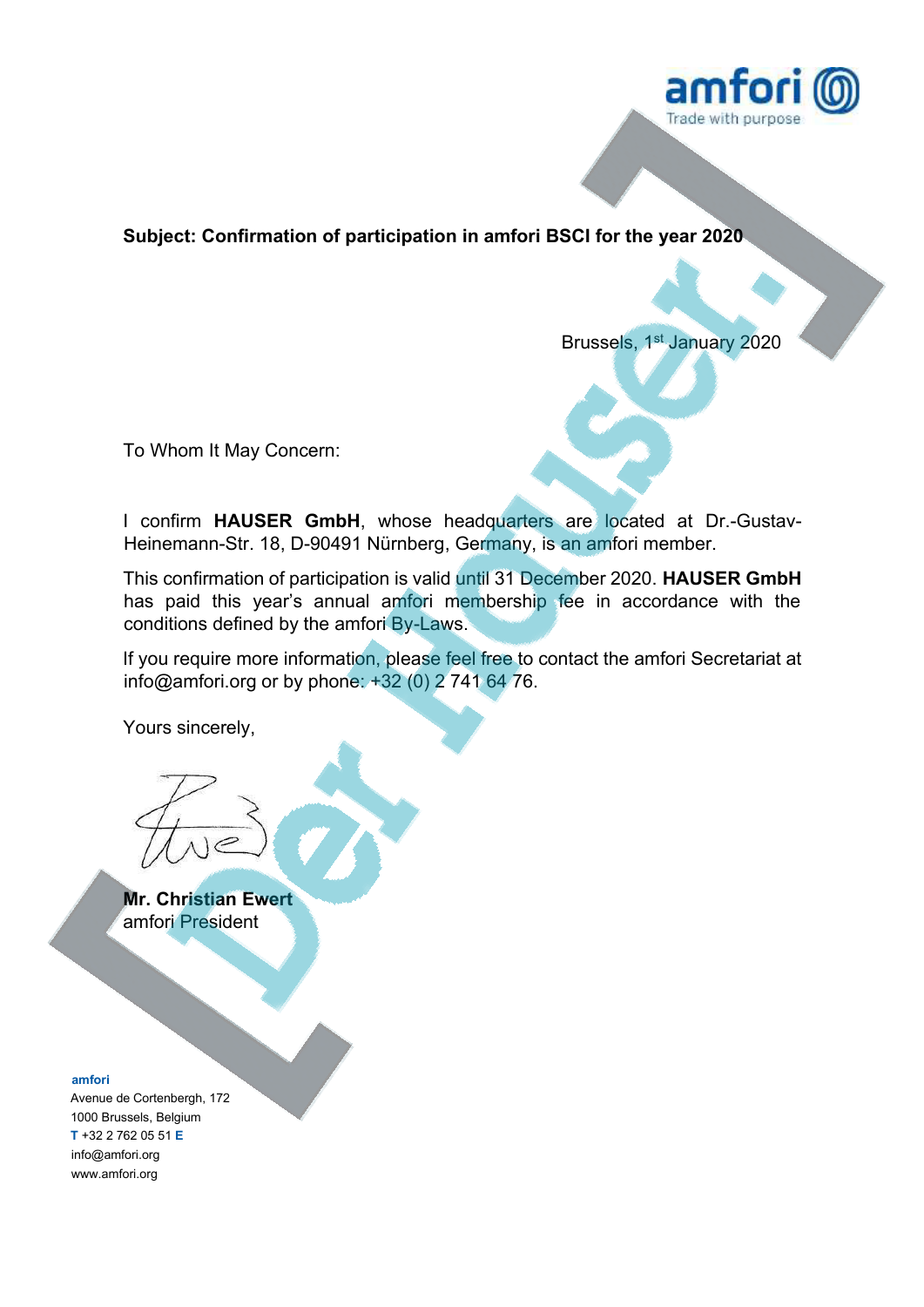**Subject: Confirmation of participation in amfori BSCI for the year 2020**

Brussels, 1st January 2020

To Whom It May Concern:

I confirm **HAUSER GmbH**, whose headquarters are located at Dr.-Gustav-Heinemann-Str. 18, D-90491 Nürnberg, Germany, is an amfori member.

This confirmation of participation is valid until 31 December 2020. **HAUSER GmbH** has paid this year's annual amfori membership fee in accordance with the conditions defined by the amfori By-Laws.

If you require more information, please feel free to contact the amfori Secretariat at info@amfori.org or by phone: +32 (0) 2 741 64 76.

Yours sincerely,

**Mr. Christian Ewert**
amfori President

**amfori**
Avenue de Cortenbergh, 172
1000 Brussels, Belgium
**T** +32 2 762 05 51 **E**
info@amfori.org
www.amfori.org